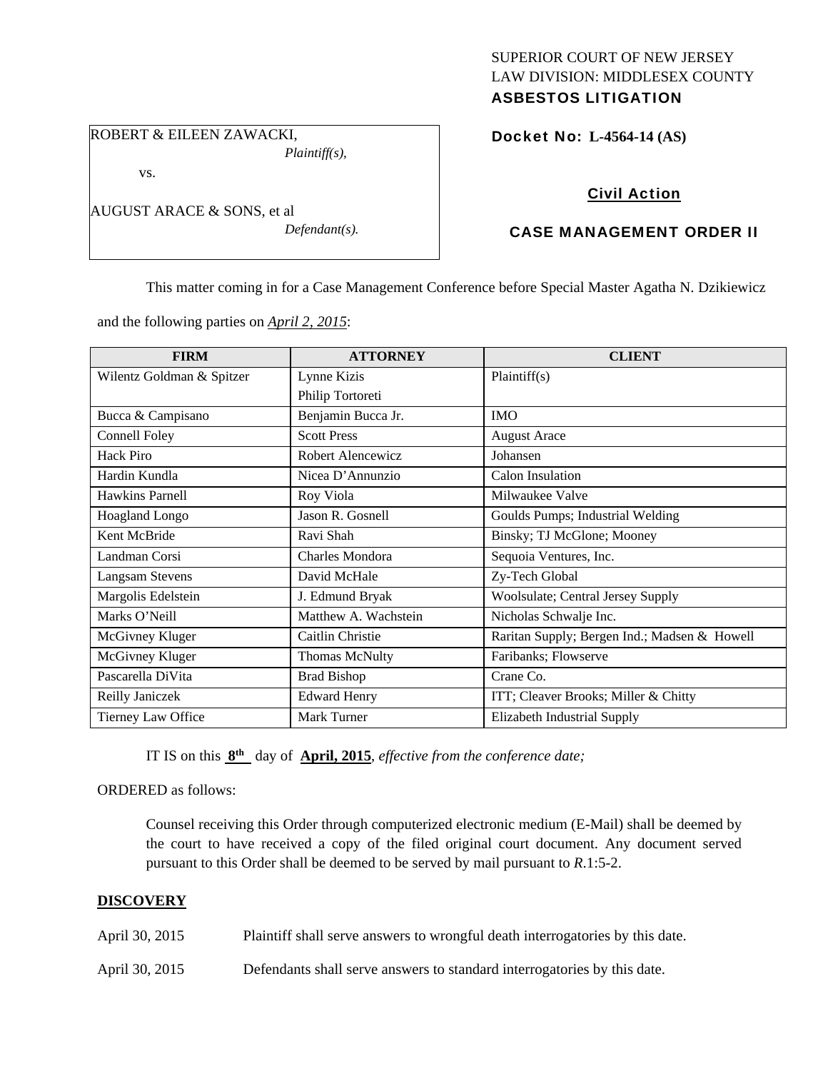SUPERIOR COURT OF NEW JERSEY
LAW DIVISION: MIDDLESEX COUNTY
**ASBESTOS LITIGATION**

ROBERT & EILEEN ZAWACKI,
*Plaintiff(s),*

vs.

AUGUST ARACE & SONS, et al
*Defendant(s).*

**Docket No: L-4564-14 (AS)**

**Civil Action**

**CASE MANAGEMENT ORDER II**

This matter coming in for a Case Management Conference before Special Master Agatha N. Dzikiewicz and the following parties on *April 2, 2015*:

| FIRM | ATTORNEY | CLIENT |
|---|---|---|
| Wilentz Goldman & Spitzer | Lynne Kizis<br>Philip Tortoreti | Plaintiff(s) |
| Bucca & Campisano | Benjamin Bucca Jr. | IMO |
| Connell Foley | Scott Press | August Arace |
| Hack Piro | Robert Alencewicz | Johansen |
| Hardin Kundla | Nicea D'Annunzio | Calon Insulation |
| Hawkins Parnell | Roy Viola | Milwaukee Valve |
| Hoagland Longo | Jason R. Gosnell | Goulds Pumps; Industrial Welding |
| Kent McBride | Ravi Shah | Binsky; TJ McGlone; Mooney |
| Landman Corsi | Charles Mondora | Sequoia Ventures, Inc. |
| Langsam Stevens | David McHale | Zy-Tech Global |
| Margolis Edelstein | J. Edmund Bryak | Woolsulate; Central Jersey Supply |
| Marks O'Neill | Matthew A. Wachstein | Nicholas Schwalje Inc. |
| McGivney Kluger | Caitlin Christie | Raritan Supply; Bergen Ind.; Madsen & Howell |
| McGivney Kluger | Thomas McNulty | Faribanks; Flowserve |
| Pascarella DiVita | Brad Bishop | Crane Co. |
| Reilly Janiczek | Edward Henry | ITT; Cleaver Brooks; Miller & Chitty |
| Tierney Law Office | Mark Turner | Elizabeth Industrial Supply |

IT IS on this **8th** day of **April, 2015**, *effective from the conference date;*

ORDERED as follows:

Counsel receiving this Order through computerized electronic medium (E-Mail) shall be deemed by the court to have received a copy of the filed original court document. Any document served pursuant to this Order shall be deemed to be served by mail pursuant to *R*.1:5-2.

**DISCOVERY**

April 30, 2015 Plaintiff shall serve answers to wrongful death interrogatories by this date.

April 30, 2015 Defendants shall serve answers to standard interrogatories by this date.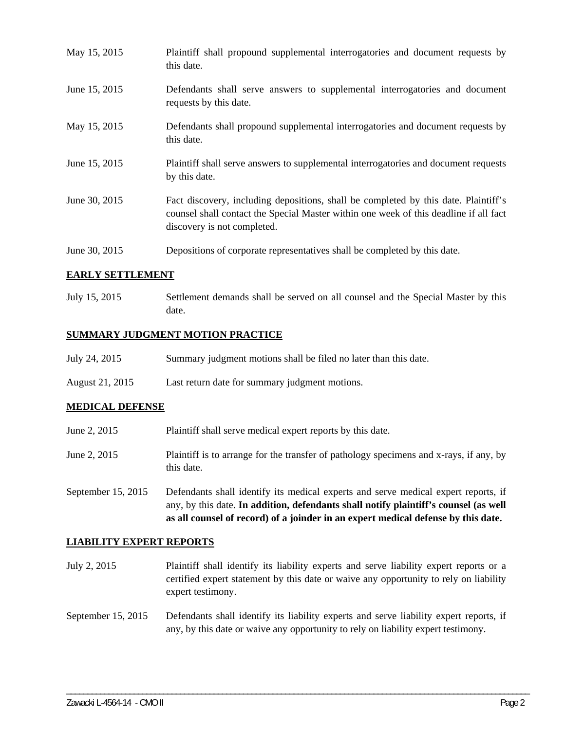| | |
|---|---|
| May 15, 2015 | Plaintiff shall propound supplemental interrogatories and document requests by this date. |
| June 15, 2015 | Defendants shall serve answers to supplemental interrogatories and document requests by this date. |
| May 15, 2015 | Defendants shall propound supplemental interrogatories and document requests by this date. |
| June 15, 2015 | Plaintiff shall serve answers to supplemental interrogatories and document requests by this date. |
| June 30, 2015 | Fact discovery, including depositions, shall be completed by this date. Plaintiff's counsel shall contact the Special Master within one week of this deadline if all fact discovery is not completed. |
| June 30, 2015 | Depositions of corporate representatives shall be completed by this date. |

**EARLY SETTLEMENT**

| | |
|---|---|
| July 15, 2015 | Settlement demands shall be served on all counsel and the Special Master by this date. |

**SUMMARY JUDGMENT MOTION PRACTICE**

| | |
|---|---|
| July 24, 2015 | Summary judgment motions shall be filed no later than this date. |
| August 21, 2015 | Last return date for summary judgment motions. |

**MEDICAL DEFENSE**

| | |
|---|---|
| June 2, 2015 | Plaintiff shall serve medical expert reports by this date. |
| June 2, 2015 | Plaintiff is to arrange for the transfer of pathology specimens and x-rays, if any, by this date. |
| September 15, 2015 | Defendants shall identify its medical experts and serve medical expert reports, if any, by this date. **In addition, defendants shall notify plaintiff's counsel (as well as all counsel of record) of a joinder in an expert medical defense by this date.** |

**LIABILITY EXPERT REPORTS**

| | |
|---|---|
| July 2, 2015 | Plaintiff shall identify its liability experts and serve liability expert reports or a certified expert statement by this date or waive any opportunity to rely on liability expert testimony. |
| September 15, 2015 | Defendants shall identify its liability experts and serve liability expert reports, if any, by this date or waive any opportunity to rely on liability expert testimony. |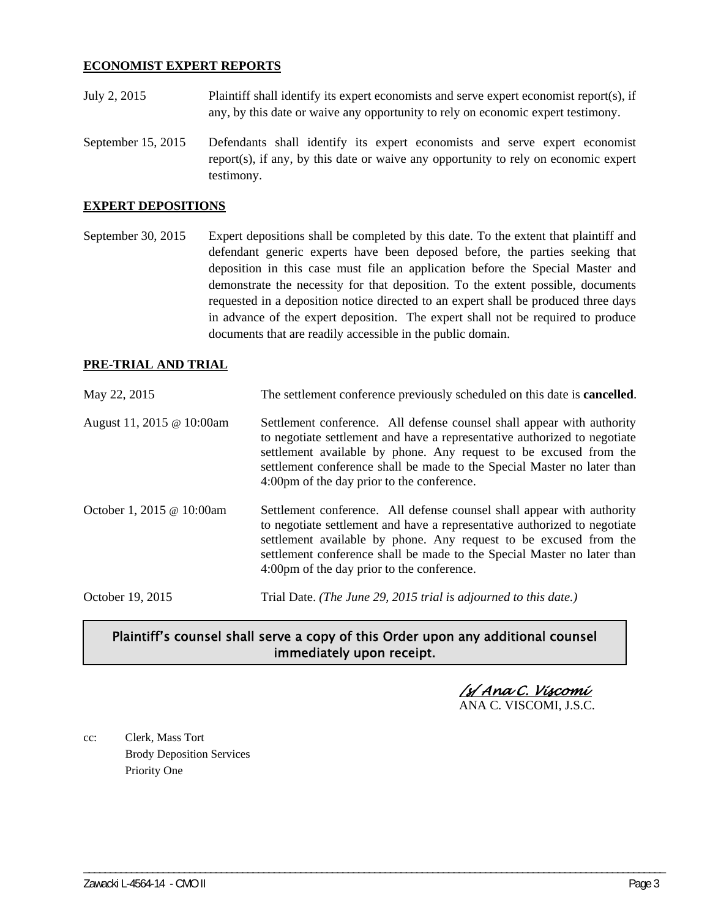**ECONOMIST EXPERT REPORTS**

| | |
|---|---|
| July 2, 2015 | Plaintiff shall identify its expert economists and serve expert economist report(s), if any, by this date or waive any opportunity to rely on economic expert testimony. |
| September 15, 2015 | Defendants shall identify its expert economists and serve expert economist report(s), if any, by this date or waive any opportunity to rely on economic expert testimony. |

**EXPERT DEPOSITIONS**

| | |
|---|---|
| September 30, 2015 | Expert depositions shall be completed by this date. To the extent that plaintiff and defendant generic experts have been deposed before, the parties seeking that deposition in this case must file an application before the Special Master and demonstrate the necessity for that deposition. To the extent possible, documents requested in a deposition notice directed to an expert shall be produced three days in advance of the expert deposition. The expert shall not be required to produce documents that are readily accessible in the public domain. |

**PRE-TRIAL AND TRIAL**

| | |
|---|---|
| May 22, 2015 | The settlement conference previously scheduled on this date is **cancelled**. |
| August 11, 2015 @ 10:00am | Settlement conference. All defense counsel shall appear with authority to negotiate settlement and have a representative authorized to negotiate settlement available by phone. Any request to be excused from the settlement conference shall be made to the Special Master no later than 4:00pm of the day prior to the conference. |
| October 1, 2015 @ 10:00am | Settlement conference. All defense counsel shall appear with authority to negotiate settlement and have a representative authorized to negotiate settlement available by phone. Any request to be excused from the settlement conference shall be made to the Special Master no later than 4:00pm of the day prior to the conference. |
| October 19, 2015 | Trial Date. *(The June 29, 2015 trial is adjourned to this date.)* |

**Plaintiff's counsel shall serve a copy of this Order upon any additional counsel immediately upon receipt.**

*/s/ Ana C. Viscomi*
ANA C. VISCOMI, J.S.C.

cc: Clerk, Mass Tort
Brody Deposition Services
Priority One